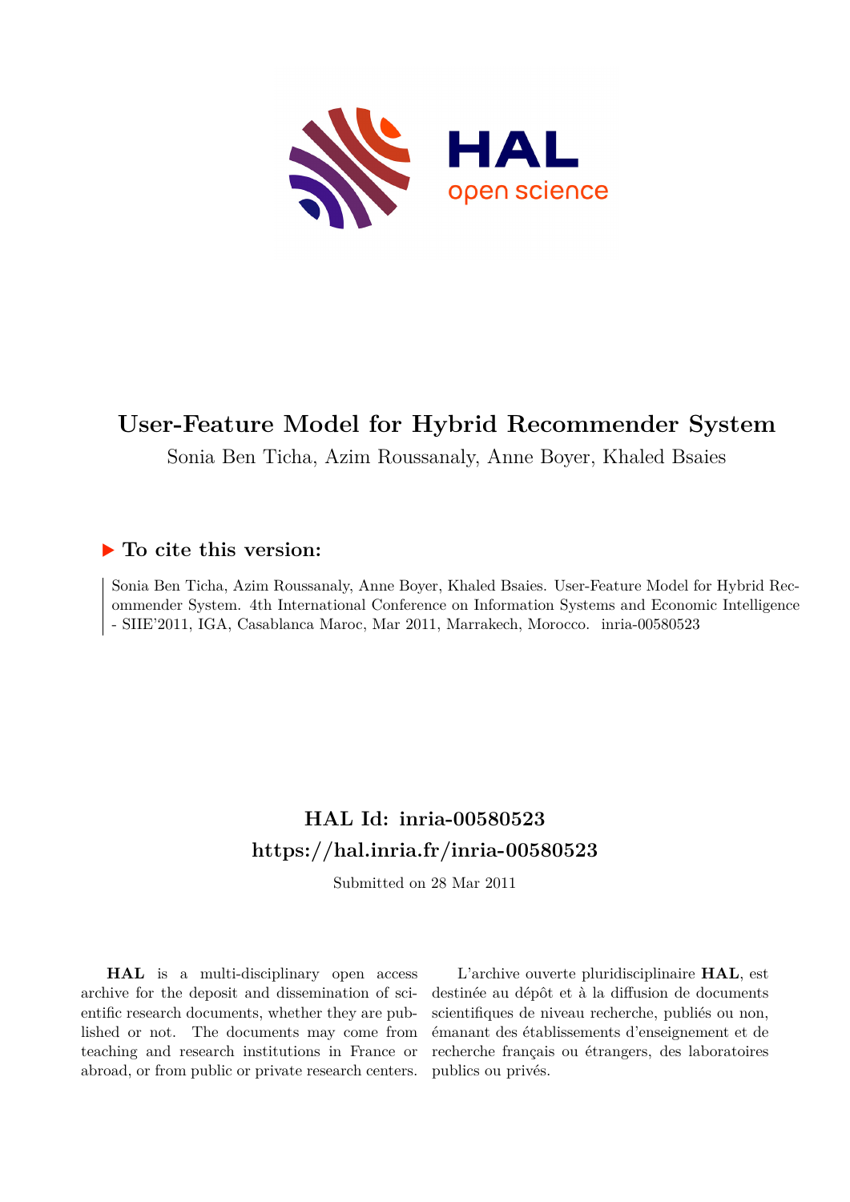# User-Feature Model for Hybrid Recommender System

Sonia Ben Ticha, Azim Roussanaly, Anne Boyer, Khaled Bsaies

## ▶ To cite this version:

Sonia Ben Ticha, Azim Roussanaly, Anne Boyer, Khaled Bsaies. User-Feature Model for Hybrid Recommender System. 4th International Conference on Information Systems and Economic Intelligence - SIIE'2011, IGA, Casablanca Maroc, Mar 2011, Marrakech, Morocco. inria-00580523

## HAL Id: inria-00580523

## https://hal.inria.fr/inria-00580523

Submitted on 28 Mar 2011

**HAL** is a multi-disciplinary open access archive for the deposit and dissemination of scientific research documents, whether they are published or not. The documents may come from teaching and research institutions in France or abroad, or from public or private research centers.

L'archive ouverte pluridisciplinaire **HAL**, est destinée au dépôt et à la diffusion de documents scientifiques de niveau recherche, publiés ou non, émanant des établissements d'enseignement et de recherche français ou étrangers, des laboratoires publics ou privés.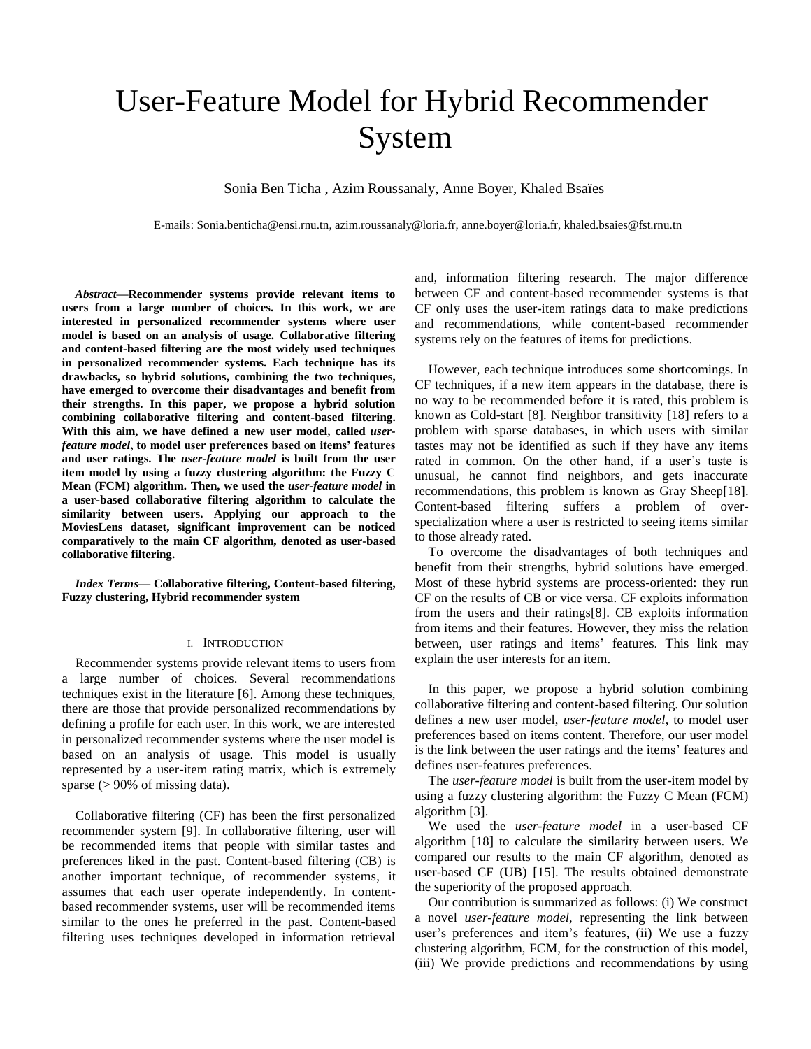# User-Feature Model for Hybrid Recommender System

Sonia Ben Ticha , Azim Roussanaly, Anne Boyer, Khaled Bsaïes

E-mails: Sonia.benticha@ensi.rnu.tn, azim.roussanaly@loria.fr, anne.boyer@loria.fr, khaled.bsaies@fst.rnu.tn

***Abstract*—Recommender systems provide relevant items to users from a large number of choices. In this work, we are interested in personalized recommender systems where user model is based on an analysis of usage. Collaborative filtering and content-based filtering are the most widely used techniques in personalized recommender systems. Each technique has its drawbacks, so hybrid solutions, combining the two techniques, have emerged to overcome their disadvantages and benefit from their strengths. In this paper, we propose a hybrid solution combining collaborative filtering and content-based filtering. With this aim, we have defined a new user model, called *user-feature model*, to model user preferences based on items' features and user ratings. The *user-feature model* is built from the user item model by using a fuzzy clustering algorithm: the Fuzzy C Mean (FCM) algorithm. Then, we used the *user-feature model* in a user-based collaborative filtering algorithm to calculate the similarity between users. Applying our approach to the MoviesLens dataset, significant improvement can be noticed comparatively to the main CF algorithm, denoted as user-based collaborative filtering.**

***Index Terms*— Collaborative filtering, Content-based filtering, Fuzzy clustering, Hybrid recommender system**

## I. Introduction

Recommender systems provide relevant items to users from a large number of choices. Several recommendations techniques exist in the literature [6]. Among these techniques, there are those that provide personalized recommendations by defining a profile for each user. In this work, we are interested in personalized recommender systems where the user model is based on an analysis of usage. This model is usually represented by a user-item rating matrix, which is extremely sparse (> 90% of missing data).

Collaborative filtering (CF) has been the first personalized recommender system [9]. In collaborative filtering, user will be recommended items that people with similar tastes and preferences liked in the past. Content-based filtering (CB) is another important technique, of recommender systems, it assumes that each user operate independently. In content-based recommender systems, user will be recommended items similar to the ones he preferred in the past. Content-based filtering uses techniques developed in information retrieval and, information filtering research. The major difference between CF and content-based recommender systems is that CF only uses the user-item ratings data to make predictions and recommendations, while content-based recommender systems rely on the features of items for predictions.

However, each technique introduces some shortcomings. In CF techniques, if a new item appears in the database, there is no way to be recommended before it is rated, this problem is known as Cold-start [8]. Neighbor transitivity [18] refers to a problem with sparse databases, in which users with similar tastes may not be identified as such if they have any items rated in common. On the other hand, if a user's taste is unusual, he cannot find neighbors, and gets inaccurate recommendations, this problem is known as Gray Sheep[18]. Content-based filtering suffers a problem of over-specialization where a user is restricted to seeing items similar to those already rated.

To overcome the disadvantages of both techniques and benefit from their strengths, hybrid solutions have emerged. Most of these hybrid systems are process-oriented: they run CF on the results of CB or vice versa. CF exploits information from the users and their ratings[8]. CB exploits information from items and their features. However, they miss the relation between, user ratings and items' features. This link may explain the user interests for an item.

In this paper, we propose a hybrid solution combining collaborative filtering and content-based filtering. Our solution defines a new user model, *user-feature model*, to model user preferences based on items content. Therefore, our user model is the link between the user ratings and the items' features and defines user-features preferences.

The *user-feature model* is built from the user-item model by using a fuzzy clustering algorithm: the Fuzzy C Mean (FCM) algorithm [3].

We used the *user-feature model* in a user-based CF algorithm [18] to calculate the similarity between users. We compared our results to the main CF algorithm, denoted as user-based CF (UB) [15]. The results obtained demonstrate the superiority of the proposed approach.

Our contribution is summarized as follows: (i) We construct a novel *user-feature model*, representing the link between user's preferences and item's features, (ii) We use a fuzzy clustering algorithm, FCM, for the construction of this model, (iii) We provide predictions and recommendations by using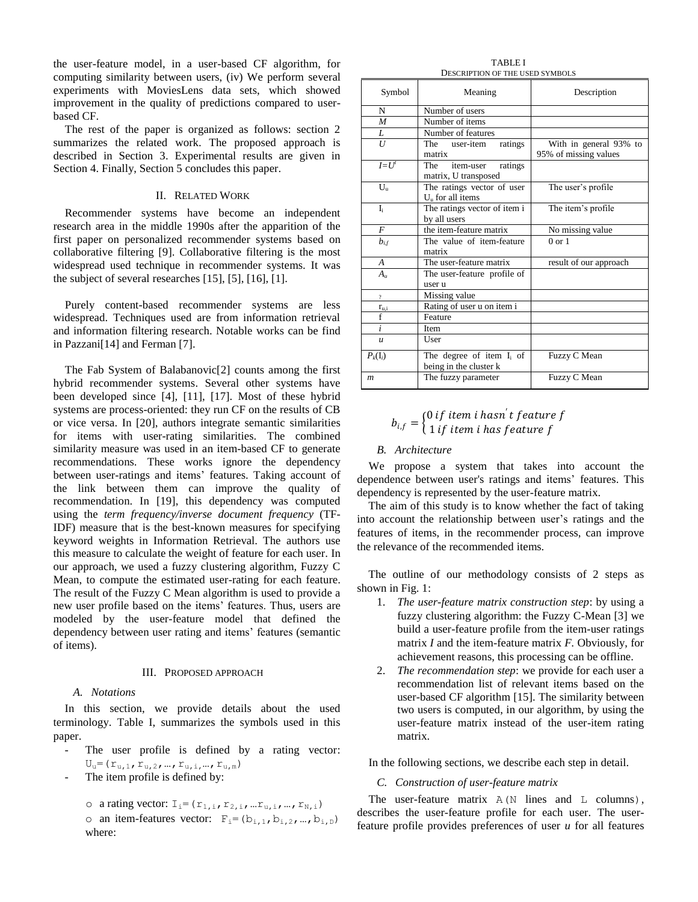the user-feature model, in a user-based CF algorithm, for computing similarity between users, (iv) We perform several experiments with MoviesLens data sets, which showed improvement in the quality of predictions compared to user-based CF.

The rest of the paper is organized as follows: section 2 summarizes the related work. The proposed approach is described in Section 3. Experimental results are given in Section 4. Finally, Section 5 concludes this paper.

## II. Related Work

Recommender systems have become an independent research area in the middle 1990s after the apparition of the first paper on personalized recommender systems based on collaborative filtering [9]. Collaborative filtering is the most widespread used technique in recommender systems. It was the subject of several researches [15], [5], [16], [1].

Purely content-based recommender systems are less widespread. Techniques used are from information retrieval and information filtering research. Notable works can be find in Pazzani[14] and Ferman [7].

The Fab System of Balabanovic[2] counts among the first hybrid recommender systems. Several other systems have been developed since [4], [11], [17]. Most of these hybrid systems are process-oriented: they run CF on the results of CB or vice versa. In [20], authors integrate semantic similarities for items with user-rating similarities. The combined similarity measure was used in an item-based CF to generate recommendations. These works ignore the dependency between user-ratings and items' features. Taking account of the link between them can improve the quality of recommendation. In [19], this dependency was computed using the *term frequency/inverse document frequency* (TF-IDF) measure that is the best-known measures for specifying keyword weights in Information Retrieval. The authors use this measure to calculate the weight of feature for each user. In our approach, we used a fuzzy clustering algorithm, Fuzzy C Mean, to compute the estimated user-rating for each feature. The result of the Fuzzy C Mean algorithm is used to provide a new user profile based on the items' features. Thus, users are modeled by the user-feature model that defined the dependency between user rating and items' features (semantic of items).

## III. Proposed Approach

### A. Notations

In this section, we provide details about the used terminology. Table I, summarizes the symbols used in this paper.

- The user profile is defined by a rating vector: $U_u = (r_{u,1}, r_{u,2}, \ldots, r_{u,i}, \ldots, r_{u,m})$
- The item profile is defined by:
  - a rating vector: $I_i = (r_{1,i}, r_{2,i}, \ldots r_{u,i}, \ldots, r_{N,i})$
  - an item-features vector: $F_i = (b_{i,1}, b_{i,2}, \ldots, b_{i,D})$ where:

TABLE I
Description of the used symbols

| Symbol | Meaning | Description |
|---|---|---|
| N | Number of users | |
| *M* | Number of items | |
| *L* | Number of features | |
| *U* | The user-item ratings matrix | With in general 93% to 95% of missing values |
| $I=U^t$ | The item-user ratings matrix, U transposed | |
| $U_u$ | The ratings vector of user $U_u$ for all items | The user's profile |
| $I_i$ | The ratings vector of item i by all users | The item's profile |
| *F* | the item-feature matrix | No missing value |
| $b_{i,f}$ | The value of item-feature matrix | 0 or 1 |
| *A* | The user-feature matrix | result of our approach |
| $A_u$ | The user-feature profile of user u | |
| ? | Missing value | |
| $r_{u,i}$ | Rating of user u on item i | |
| f | Feature | |
| *i* | Item | |
| *u* | User | |
| $P_k(I_i)$ | The degree of item $I_i$ of being in the cluster k | Fuzzy C Mean |
| *m* | The fuzzy parameter | Fuzzy C Mean |

$$b_{i,f} = \begin{cases} 0 \; if \; item \; i \; hasn't \; feature \; f \\ 1 \; if \; item \; i \; has \; feature \; f \end{cases}$$

### B. Architecture

We propose a system that takes into account the dependence between user's ratings and items' features. This dependency is represented by the user-feature matrix.

The aim of this study is to know whether the fact of taking into account the relationship between user's ratings and the features of items, in the recommender process, can improve the relevance of the recommended items.

The outline of our methodology consists of 2 steps as shown in Fig. 1:

1. *The user-feature matrix construction step*: by using a fuzzy clustering algorithm: the Fuzzy C-Mean [3] we build a user-feature profile from the item-user ratings matrix *I* and the item-feature matrix *F*. Obviously, for achievement reasons, this processing can be offline.
2. *The recommendation step*: we provide for each user a recommendation list of relevant items based on the user-based CF algorithm [15]. The similarity between two users is computed, in our algorithm, by using the user-feature matrix instead of the user-item rating matrix.

In the following sections, we describe each step in detail.

### C. Construction of user-feature matrix

The user-feature matrix A(N lines and L columns), describes the user-feature profile for each user. The user-feature profile provides preferences of user *u* for all features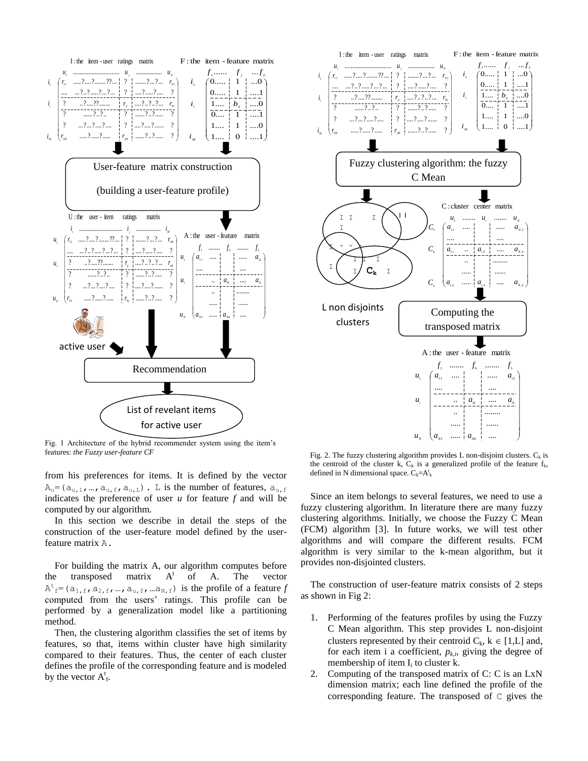Fig. 1 Architecture of the hybrid recommender system using the item's features: *the Fuzzy user-feature CF*

from his preferences for items. It is defined by the vector $A_u=(a_{u,1}, \ldots, a_{u,f}, a_{u,L})$. L is the number of features, $a_{u,f}$ indicates the preference of user *u* for feature *f* and will be computed by our algorithm.

In this section we describe in detail the steps of the construction of the user-feature model defined by the user-feature matrix A.

For building the matrix A, our algorithm computes before the transposed matrix $A^t$ of A. The vector $A^t_f=(a_{1,f}, a_{2,f}, \ldots, a_{u,f}, \ldots a_{N,f})$ is the profile of a feature *f* computed from the users' ratings. This profile can be performed by a generalization model like a partitioning method.

Then, the clustering algorithm classifies the set of items by features, so that, items within cluster have high similarity compared to their features. Thus, the center of each cluster defines the profile of the corresponding feature and is modeled by the vector $A^t_f$.

Fig. 2. The fuzzy clustering algorithm provides L non-disjoint clusters. $C_k$ is the centroid of the cluster k, $C_k$ is a generalized profile of the feature $f_k$, defined in N dimensional space. $C_k=A^t_k$

Since an item belongs to several features, we need to use a fuzzy clustering algorithm. In literature there are many fuzzy clustering algorithms. Initially, we choose the Fuzzy C Mean (FCM) algorithm [3]. In future works, we will test other algorithms and will compare the different results. FCM algorithm is very similar to the k-mean algorithm, but it provides non-disjointed clusters.

The construction of user-feature matrix consists of 2 steps as shown in Fig 2:

1. Performing of the features profiles by using the Fuzzy C Mean algorithm. This step provides L non-disjoint clusters represented by their centroid $C_k$, $k \in [1,L]$ and, for each item i a coefficient, $p_{k,i}$, giving the degree of membership of item $I_i$ to cluster k.
2. Computing of the transposed matrix of C: C is an LxN dimension matrix; each line defined the profile of the corresponding feature. The transposed of C gives the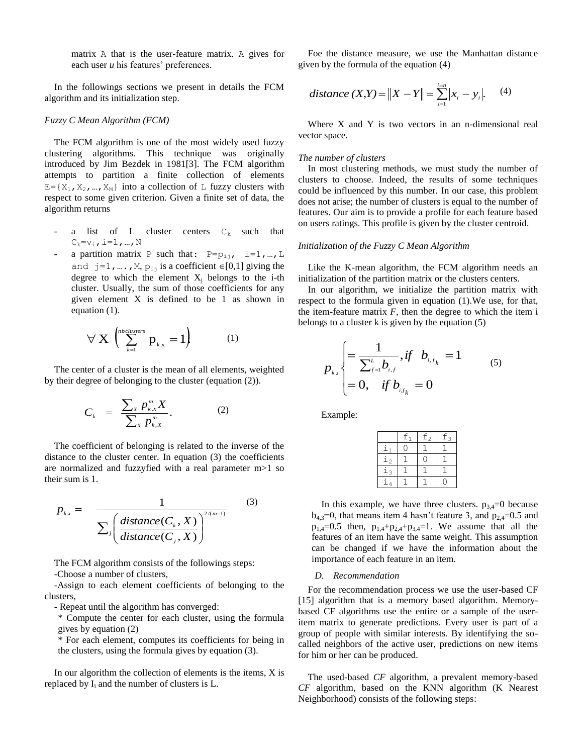matrix A that is the user-feature matrix. A gives for each user *u* his features' preferences.

In the followings sections we present in details the FCM algorithm and its initialization step.

*Fuzzy C Mean Algorithm (FCM)*

The FCM algorithm is one of the most widely used fuzzy clustering algorithms. This technique was originally introduced by Jim Bezdek in 1981[3]. The FCM algorithm attempts to partition a finite collection of elements $E=\{X_1, X_2, \dots, X_M\}$ into a collection of L fuzzy clusters with respect to some given criterion. Given a finite set of data, the algorithm returns

- a list of L cluster centers $C_k$ such that $C_k = v_i, i=1, \dots, N$
- a partition matrix P such that: $P=p_{ij}$, $i=1,\dots,L$ and $j=1,\dots,M$, $p_{ij}$ is a coefficient $\in[0,1]$ giving the degree to which the element $X_j$ belongs to the i-th cluster. Usually, the sum of those coefficients for any given element X is defined to be 1 as shown in equation (1).

$$\forall X \left( \sum_{k=1}^{nbclusters} p_{k,x} = 1 \right) \qquad (1)$$

The center of a cluster is the mean of all elements, weighted by their degree of belonging to the cluster (equation (2)).

$$C_k = \frac{\sum_x p_{k,x}^m X}{\sum_x p_{k,x}^m}. \qquad (2)$$

The coefficient of belonging is related to the inverse of the distance to the cluster center. In equation (3) the coefficients are normalized and fuzzyfied with a real parameter m>1 so their sum is 1.

$$p_{k,x} = \frac{1}{\sum_j \left( \frac{distance(C_k, X)}{distance(C_j, X)} \right)^{2/(m-1)}} \qquad (3)$$

The FCM algorithm consists of the followings steps:

-Choose a number of clusters,

-Assign to each element coefficients of belonging to the clusters,

- Repeat until the algorithm has converged:

  * Compute the center for each cluster, using the formula gives by equation (2)

  * For each element, computes its coefficients for being in the clusters, using the formula gives by equation (3).

In our algorithm the collection of elements is the items, X is replaced by $I_i$ and the number of clusters is L.

Foe the distance measure, we use the Manhattan distance given by the formula of the equation (4)

$$distance\,(X,Y) = \|X - Y\| = \sum_{i=1}^{i=n} |x_i - y_i|. \qquad (4)$$

Where X and Y is two vectors in an n-dimensional real vector space.

*The number of clusters*

In most clustering methods, we must study the number of clusters to choose. Indeed, the results of some techniques could be influenced by this number. In our case, this problem does not arise; the number of clusters is equal to the number of features. Our aim is to provide a profile for each feature based on users ratings. This profile is given by the cluster centroid.

*Initialization of the Fuzzy C Mean Algorithm*

Like the K-mean algorithm, the FCM algorithm needs an initialization of the partition matrix or the clusters centers.

In our algorithm, we initialize the partition matrix with respect to the formula given in equation (1).We use, for that, the item-feature matrix *F*, then the degree to which the item i belongs to a cluster k is given by the equation (5)

$$p_{k,i} \begin{cases} = \dfrac{1}{\sum_{f=1}^{L} b_{i,f}}, & if \quad b_{i,f_k} = 1 \\ = 0, & if \; b_{i,f_k} = 0 \end{cases} \qquad (5)$$

Example:

| | $f_1$ | $f_2$ | $f_3$ |
|---|---|---|---|
| $i_1$ | 0 | 1 | 1 |
| $i_2$ | 1 | 0 | 1 |
| $i_3$ | 1 | 1 | 1 |
| $i_4$ | 1 | 1 | 0 |

In this example, we have three clusters. $p_{3,4}=0$ because $b_{4,3}=0$, that means item 4 hasn't feature 3, and $p_{2,4}=0.5$ and $p_{1,4}=0.5$ then, $p_{1,4}+p_{2,4}+p_{3,4}=1$. We assume that all the features of an item have the same weight. This assumption can be changed if we have the information about the importance of each feature in an item.

## D. Recommendation

For the recommendation process we use the user-based CF [15] algorithm that is a memory based algorithm. Memory-based CF algorithms use the entire or a sample of the user-item matrix to generate predictions. Every user is part of a group of people with similar interests. By identifying the so-called neighbors of the active user, predictions on new items for him or her can be produced.

The used-based *CF* algorithm, a prevalent memory-based *CF* algorithm, based on the KNN algorithm (K Nearest Neighborhood) consists of the following steps: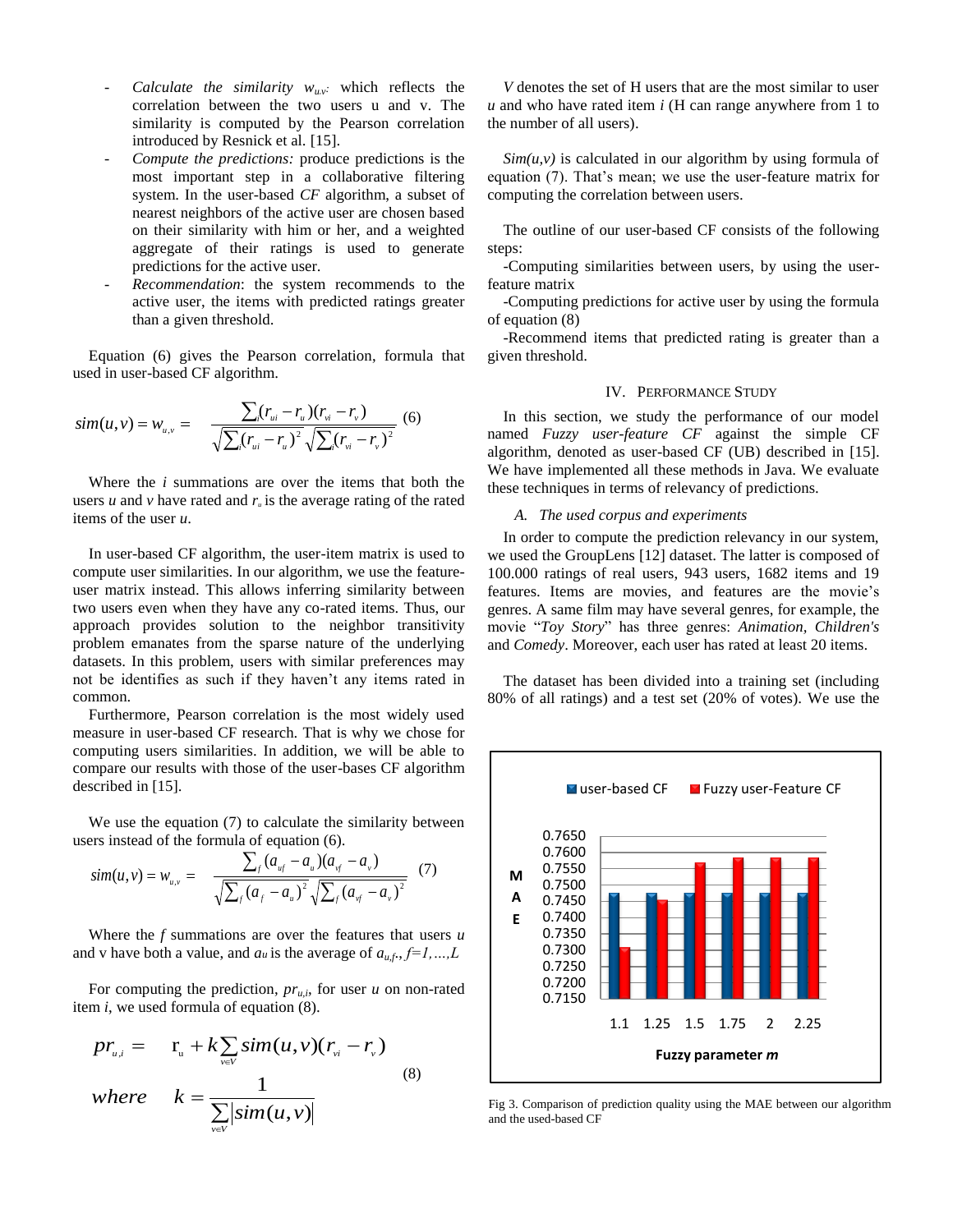- *Calculate the similarity $w_{u,v}$:* which reflects the correlation between the two users u and v. The similarity is computed by the Pearson correlation introduced by Resnick et al. [15].
- *Compute the predictions:* produce predictions is the most important step in a collaborative filtering system. In the user-based *CF* algorithm, a subset of nearest neighbors of the active user are chosen based on their similarity with him or her, and a weighted aggregate of their ratings is used to generate predictions for the active user.
- *Recommendation*: the system recommends to the active user, the items with predicted ratings greater than a given threshold.

Equation (6) gives the Pearson correlation, formula that used in user-based CF algorithm.

$$sim(u,v) = w_{u,v} = \frac{\sum_i (r_{ui} - r_u)(r_{vi} - r_v)}{\sqrt{\sum_i (r_{ui} - r_u)^2}\sqrt{\sum_i (r_{vi} - r_v)^2}} \quad (6)$$

Where the *i* summations are over the items that both the users *u* and *v* have rated and $r_u$ is the average rating of the rated items of the user *u*.

In user-based CF algorithm, the user-item matrix is used to compute user similarities. In our algorithm, we use the feature-user matrix instead. This allows inferring similarity between two users even when they have any co-rated items. Thus, our approach provides solution to the neighbor transitivity problem emanates from the sparse nature of the underlying datasets. In this problem, users with similar preferences may not be identifies as such if they haven't any items rated in common.

Furthermore, Pearson correlation is the most widely used measure in user-based CF research. That is why we chose for computing users similarities. In addition, we will be able to compare our results with those of the user-bases CF algorithm described in [15].

We use the equation (7) to calculate the similarity between users instead of the formula of equation (6).

$$sim(u,v) = w_{u,v} = \frac{\sum_f (a_{uf} - a_u)(a_{vf} - a_v)}{\sqrt{\sum_f (a_f - a_u)^2}\sqrt{\sum_f (a_{vf} - a_v)^2}} \quad (7)$$

Where the *f* summations are over the features that users *u* and v have both a value, and $a_u$ is the average of $a_{u,f}$, $f=1,\ldots,L$

For computing the prediction, $pr_{u,i}$, for user *u* on non-rated item *i*, we used formula of equation (8).

$$pr_{u,i} = r_u + k\sum_{v \in V} sim(u,v)(r_{vi} - r_v)$$
$$where \quad k = \frac{1}{\sum_{v \in V} |sim(u,v)|} \quad (8)$$

*V* denotes the set of H users that are the most similar to user *u* and who have rated item *i* (H can range anywhere from 1 to the number of all users).

*Sim(u,v)* is calculated in our algorithm by using formula of equation (7). That's mean; we use the user-feature matrix for computing the correlation between users.

The outline of our user-based CF consists of the following steps:

-Computing similarities between users, by using the user-feature matrix

-Computing predictions for active user by using the formula of equation (8)

-Recommend items that predicted rating is greater than a given threshold.

## IV. PERFORMANCE STUDY

In this section, we study the performance of our model named *Fuzzy user-feature CF* against the simple CF algorithm, denoted as user-based CF (UB) described in [15]. We have implemented all these methods in Java. We evaluate these techniques in terms of relevancy of predictions.

### *A. The used corpus and experiments*

In order to compute the prediction relevancy in our system, we used the GroupLens [12] dataset. The latter is composed of 100.000 ratings of real users, 943 users, 1682 items and 19 features. Items are movies, and features are the movie's genres. A same film may have several genres, for example, the movie "*Toy Story*" has three genres: *Animation*, *Children's* and *Comedy*. Moreover, each user has rated at least 20 items.

The dataset has been divided into a training set (including 80% of all ratings) and a test set (20% of votes). We use the

Fig 3. Comparison of prediction quality using the MAE between our algorithm and the used-based CF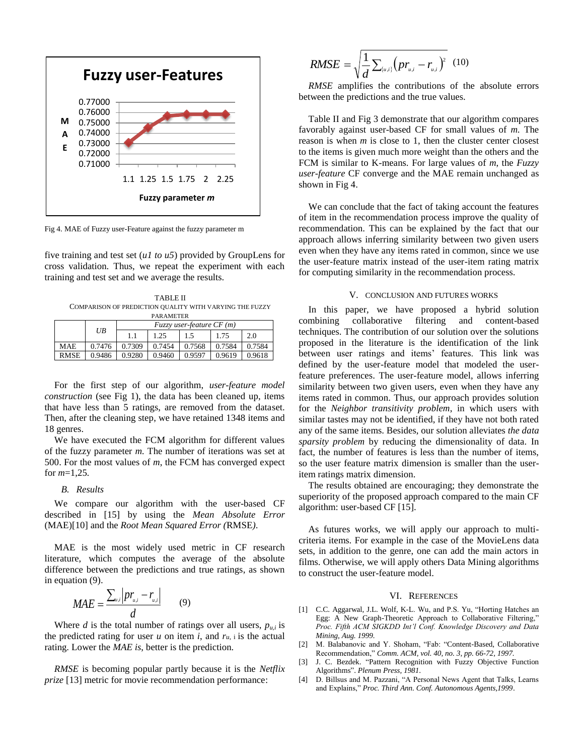Fig 4. MAE of Fuzzy user-Feature against the fuzzy parameter m

five training and test set (*u1 to u5*) provided by GroupLens for cross validation. Thus, we repeat the experiment with each training and test set and we average the results.

TABLE II
COMPARISON OF PREDICTION QUALITY WITH VARYING THE FUZZY PARAMETER

| | UB | *Fuzzy user-feature CF (m)* | | | | |
|---|---|---|---|---|---|---|
| | | 1.1 | 1.25 | 1.5 | 1.75 | 2.0 |
| MAE | 0.7476 | 0.7309 | 0.7454 | 0.7568 | 0.7584 | 0.7584 |
| RMSE | 0.9486 | 0.9280 | 0.9460 | 0.9597 | 0.9619 | 0.9618 |

For the first step of our algorithm, *user-feature model construction* (see Fig 1), the data has been cleaned up, items that have less than 5 ratings, are removed from the dataset. Then, after the cleaning step, we have retained 1348 items and 18 genres.

We have executed the FCM algorithm for different values of the fuzzy parameter *m*. The number of iterations was set at 500. For the most values of *m*, the FCM has converged expect for *m*=1,25.

### *B. Results*

We compare our algorithm with the user-based CF described in [15] by using the *Mean Absolute Error* (MAE)[10] and the *Root Mean Squared Error (*RMSE*)*.

MAE is the most widely used metric in CF research literature, which computes the average of the absolute difference between the predictions and true ratings, as shown in equation (9).

$$MAE = \frac{\sum_{u,i} \left| pr_{u,i} - r_{u,i} \right|}{d} \qquad (9)$$

Where $d$ is the total number of ratings over all users, $p_{u,i}$ is the predicted rating for user $u$ on item $i$, and $r_{u,i}$ is the actual rating. Lower the *MAE is*, better is the prediction.

*RMSE* is becoming popular partly because it is the *Netflix prize* [13] metric for movie recommendation performance:

$$RMSE = \sqrt{\frac{1}{d} \sum_{\{u,i\}} \left( pr_{u,i} - r_{u,i} \right)^2} \quad (10)$$

*RMSE* amplifies the contributions of the absolute errors between the predictions and the true values.

Table II and Fig 3 demonstrate that our algorithm compares favorably against user-based CF for small values of *m*. The reason is when *m* is close to 1, then the cluster center closest to the items is given much more weight than the others and the FCM is similar to K-means. For large values of *m*, the *Fuzzy user-feature* CF converge and the MAE remain unchanged as shown in Fig 4.

We can conclude that the fact of taking account the features of item in the recommendation process improve the quality of recommendation. This can be explained by the fact that our approach allows inferring similarity between two given users even when they have any items rated in common, since we use the user-feature matrix instead of the user-item rating matrix for computing similarity in the recommendation process.

## V. CONCLUSION AND FUTURES WORKS

In this paper, we have proposed a hybrid solution combining collaborative filtering and content-based techniques. The contribution of our solution over the solutions proposed in the literature is the identification of the link between user ratings and items' features. This link was defined by the user-feature model that modeled the user-feature preferences. The user-feature model, allows inferring similarity between two given users, even when they have any items rated in common. Thus, our approach provides solution for the *Neighbor transitivity problem*, in which users with similar tastes may not be identified, if they have not both rated any of the same items. Besides, our solution alleviates *the data sparsity problem* by reducing the dimensionality of data. In fact, the number of features is less than the number of items, so the user feature matrix dimension is smaller than the user-item ratings matrix dimension.

The results obtained are encouraging; they demonstrate the superiority of the proposed approach compared to the main CF algorithm: user-based CF [15].

As futures works, we will apply our approach to multi-criteria items. For example in the case of the MovieLens data sets, in addition to the genre, one can add the main actors in films. Otherwise, we will apply others Data Mining algorithms to construct the user-feature model.

## VI. REFERENCES

[1] C.C. Aggarwal, J.L. Wolf, K-L. Wu, and P.S. Yu, "Horting Hatches an Egg: A New Graph-Theoretic Approach to Collaborative Filtering," *Proc. Fifth ACM SIGKDD Int'l Conf. Knowledge Discovery and Data Mining, Aug. 1999.*

[2] M. Balabanovic and Y. Shoham, "Fab: "Content-Based, Collaborative Recommendation," *Comm. ACM, vol. 40, no. 3, pp. 66-72, 1997.*

[3] J. C. Bezdek. "Pattern Recognition with Fuzzy Objective Function Algorithms". *Plenum Press, 1981*.

[4] D. Billsus and M. Pazzani, "A Personal News Agent that Talks, Learns and Explains," *Proc. Third Ann. Conf. Autonomous Agents,1999*.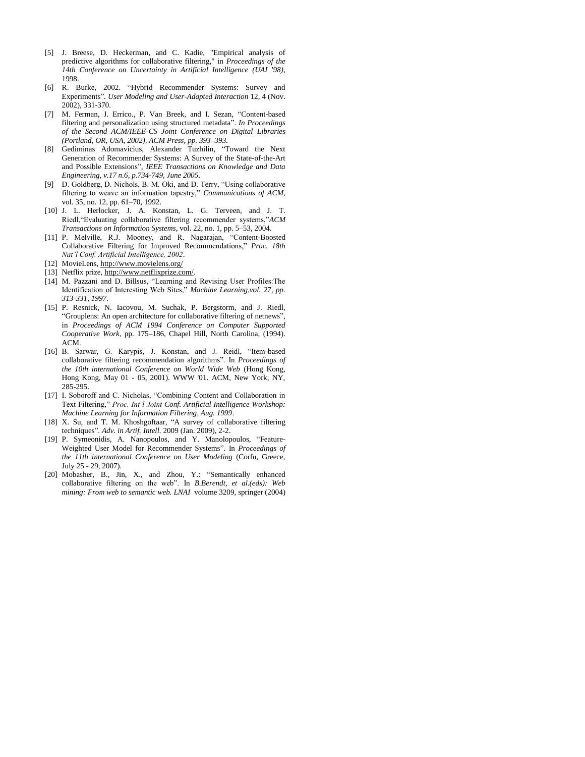[5] J. Breese, D. Heckerman, and C. Kadie, "Empirical analysis of predictive algorithms for collaborative filtering," in *Proceedings of the 14th Conference on Uncertainty in Artificial Intelligence (UAI '98)*, 1998.

[6] R. Burke, 2002. "Hybrid Recommender Systems: Survey and Experiments". *User Modeling and User-Adapted Interaction* 12, 4 (Nov. 2002), 331-370.

[7] M. Ferman, J. Errico., P. Van Breek, and I. Sezan, "Content-based filtering and personalization using structured metadata". *In Proceedings of the Second ACM/IEEE-CS Joint Conference on Digital Libraries (Portland, OR, USA, 2002), ACM Press, pp. 393–393.*

[8] Gediminas Adomavicius, Alexander Tuzhilin, "Toward the Next Generation of Recommender Systems: A Survey of the State-of-the-Art and Possible Extensions", *IEEE Transactions on Knowledge and Data Engineering, v.17 n.6, p.734-749, June 2005.*

[9] D. Goldberg, D. Nichols, B. M. Oki, and D. Terry, "Using collaborative filtering to weave an information tapestry," *Communications of ACM*, vol. 35, no. 12, pp. 61–70, 1992.

[10] J. L. Herlocker, J. A. Konstan, L. G. Terveen, and J. T. Riedl,"Evaluating collaborative filtering recommender systems,"*ACM Transactions on Information Systems*, vol. 22, no. 1, pp. 5–53, 2004.

[11] P. Melville, R.J. Mooney, and R. Nagarajan, "Content-Boosted Collaborative Filtering for Improved Recommendations," *Proc. 18th Nat'l Conf. Artificial Intelligence, 2002*.

[12] MovieLens, http://www.movielens.org/

[13] Netflix prize, http://www.netflixprize.com/.

[14] M. Pazzani and D. Billsus, "Learning and Revising User Profiles:The Identification of Interesting Web Sites," *Machine Learning,vol. 27, pp. 313-331, 1997.*

[15] P. Resnick, N. Iacovou, M. Suchak, P. Bergstorm, and J. Riedl, "Grouplens: An open architecture for collaborative filtering of netnews", in *Proceedings of ACM 1994 Conference on Computer Supported Cooperative Work*, pp. 175–186, Chapel Hill, North Carolina, (1994). ACM.

[16] B. Sarwar, G. Karypis, J. Konstan, and J. Reidl, "Item-based collaborative filtering recommendation algorithms". In *Proceedings of the 10th international Conference on World Wide Web* (Hong Kong, Hong Kong, May 01 - 05, 2001). WWW '01. ACM, New York, NY, 285-295.

[17] I. Soboroff and C. Nicholas, "Combining Content and Collaboration in Text Filtering," *Proc. Int'l Joint Conf. Artificial Intelligence Workshop: Machine Learning for Information Filtering, Aug. 1999*.

[18] X. Su, and T. M. Khoshgoftaar, "A survey of collaborative filtering techniques". *Adv. in Artif. Intell.* 2009 (Jan. 2009), 2-2.

[19] P. Symeonidis, A. Nanopoulos, and Y. Manolopoulos, "Feature-Weighted User Model for Recommender Systems". In *Proceedings of the 11th international Conference on User Modeling* (Corfu, Greece, July 25 - 29, 2007).

[20] Mobasher, B., Jin, X., and Zhou, Y.: "Semantically enhanced collaborative filtering on the web". In *B.Berendt, et al.(eds): Web mining: From web to semantic web. LNAI* volume 3209, springer (2004)